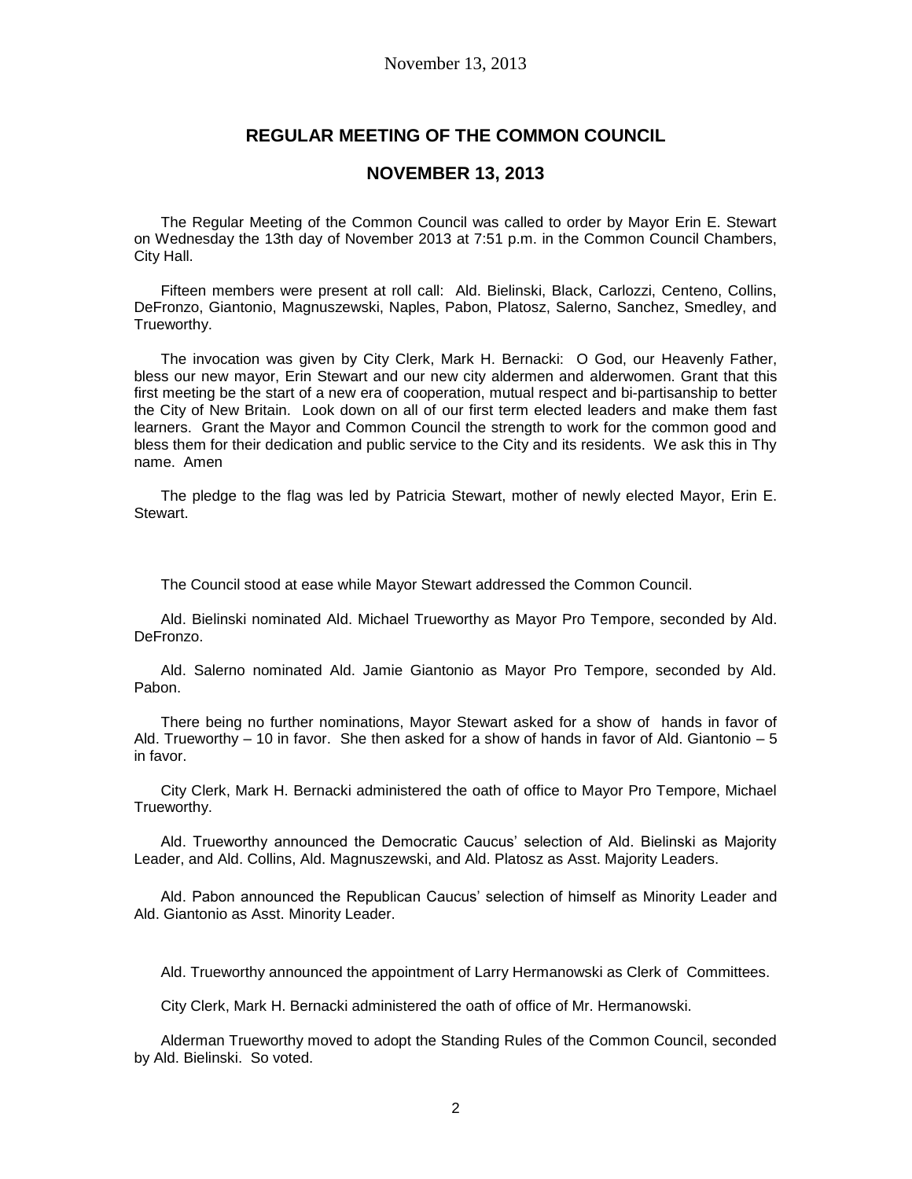## REGULAR MEETING OF THE COMMON COUNCIL

## NOVEMBER 13, 2013

The Regular Meeting of the Common Council was called to order by Mayor Erin E. Stewart on Wednesday the 13th day of November 2013 at 7:51 p.m. in the Common Council Chambers, City Hall.

Fifteen members were present at roll call: Ald. Bielinski, Black, Carlozzi, Centeno, Collins, DeFronzo, Giantonio, Magnuszewski, Naples, Pabon, Platosz, Salerno, Sanchez, Smedley, and Trueworthy.

The invocation was given by City Clerk, Mark H. Bernacki: O God, our Heavenly Father, bless our new mayor, Erin Stewart and our new city aldermen and alderwomen. Grant that this first meeting be the start of a new era of cooperation, mutual respect and bi-partisanship to better the City of New Britain. Look down on all of our first term elected leaders and make them fast learners. Grant the Mayor and Common Council the strength to work for the common good and bless them for their dedication and public service to the City and its residents. We ask this in Thy name. Amen

The pledge to the flag was led by Patricia Stewart, mother of newly elected Mayor, Erin E. Stewart.

The Council stood at ease while Mayor Stewart addressed the Common Council.

Ald. Bielinski nominated Ald. Michael Trueworthy as Mayor Pro Tempore, seconded by Ald. DeFronzo.

Ald. Salerno nominated Ald. Jamie Giantonio as Mayor Pro Tempore, seconded by Ald. Pabon.

There being no further nominations, Mayor Stewart asked for a show of hands in favor of Ald. Trueworthy – 10 in favor. She then asked for a show of hands in favor of Ald. Giantonio – 5 in favor.

City Clerk, Mark H. Bernacki administered the oath of office to Mayor Pro Tempore, Michael Trueworthy.

Ald. Trueworthy announced the Democratic Caucus' selection of Ald. Bielinski as Majority Leader, and Ald. Collins, Ald. Magnuszewski, and Ald. Platosz as Asst. Majority Leaders.

Ald. Pabon announced the Republican Caucus' selection of himself as Minority Leader and Ald. Giantonio as Asst. Minority Leader.

Ald. Trueworthy announced the appointment of Larry Hermanowski as Clerk of Committees.

City Clerk, Mark H. Bernacki administered the oath of office of Mr. Hermanowski.

Alderman Trueworthy moved to adopt the Standing Rules of the Common Council, seconded by Ald. Bielinski. So voted.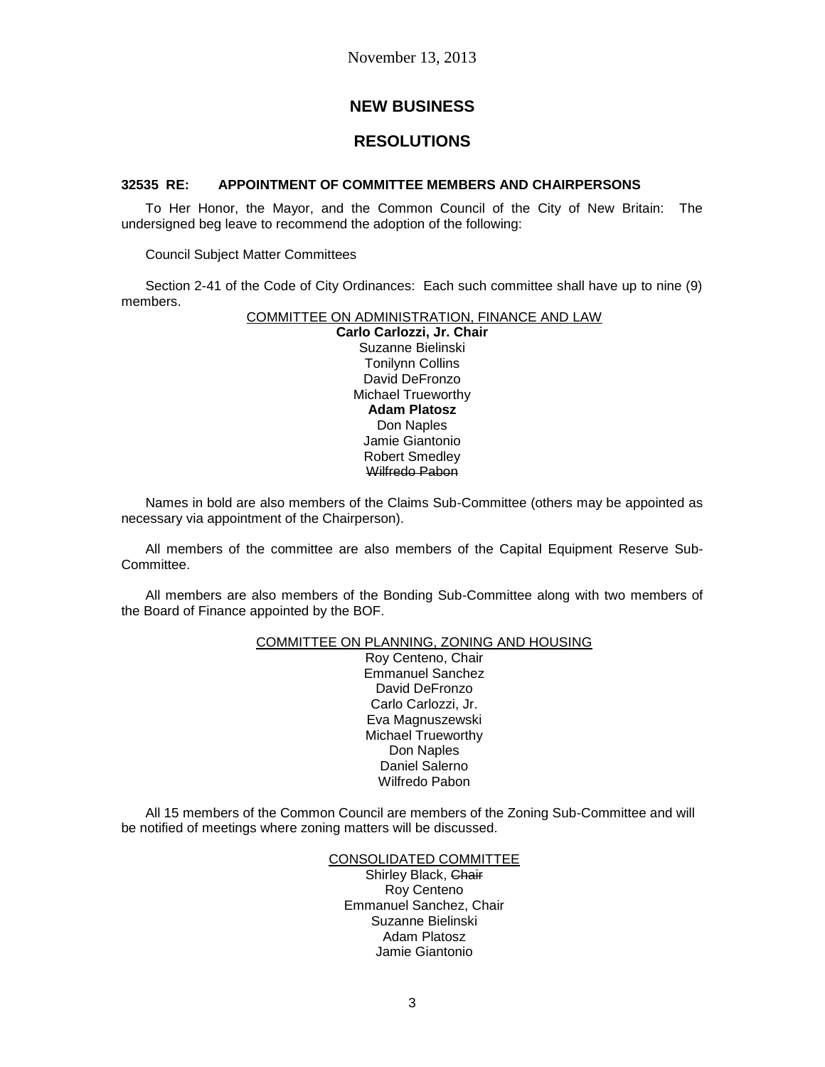November 13, 2013

## NEW BUSINESS

## RESOLUTIONS

**32535 RE: APPOINTMENT OF COMMITTEE MEMBERS AND CHAIRPERSONS**

To Her Honor, the Mayor, and the Common Council of the City of New Britain: The undersigned beg leave to recommend the adoption of the following:

Council Subject Matter Committees

Section 2-41 of the Code of City Ordinances: Each such committee shall have up to nine (9) members.

COMMITTEE ON ADMINISTRATION, FINANCE AND LAW

**Carlo Carlozzi, Jr. Chair**
Suzanne Bielinski
Tonilynn Collins
David DeFronzo
Michael Trueworthy
**Adam Platosz**
Don Naples
Jamie Giantonio
Robert Smedley
~~Wilfredo Pabon~~

Names in bold are also members of the Claims Sub-Committee (others may be appointed as necessary via appointment of the Chairperson).

All members of the committee are also members of the Capital Equipment Reserve Sub-Committee.

All members are also members of the Bonding Sub-Committee along with two members of the Board of Finance appointed by the BOF.

COMMITTEE ON PLANNING, ZONING AND HOUSING

Roy Centeno, Chair
Emmanuel Sanchez
David DeFronzo
Carlo Carlozzi, Jr.
Eva Magnuszewski
Michael Trueworthy
Don Naples
Daniel Salerno
Wilfredo Pabon

All 15 members of the Common Council are members of the Zoning Sub-Committee and will be notified of meetings where zoning matters will be discussed.

CONSOLIDATED COMMITTEE

Shirley Black, ~~Chair~~
Roy Centeno
Emmanuel Sanchez, Chair
Suzanne Bielinski
Adam Platosz
Jamie Giantonio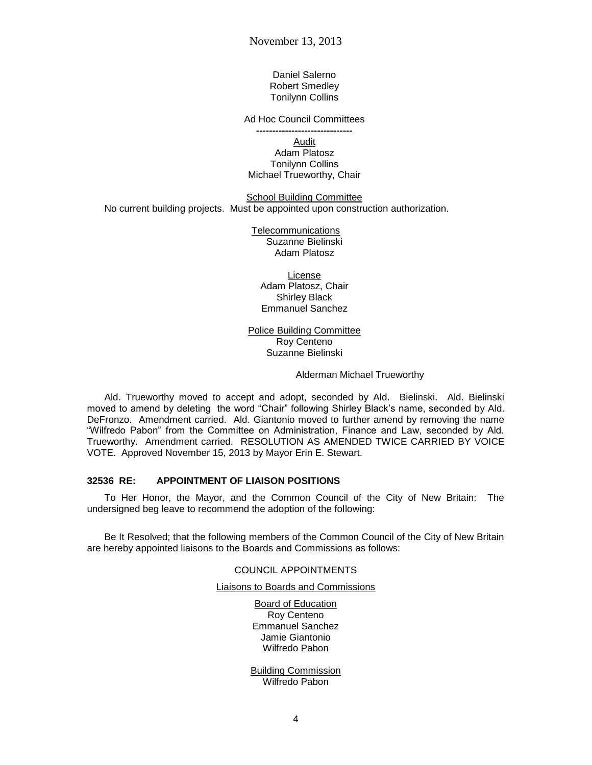Daniel Salerno
Robert Smedley
Tonilynn Collins

Ad Hoc Council Committees

------------------------------

Audit
Adam Platosz
Tonilynn Collins
Michael Trueworthy, Chair

School Building Committee
No current building projects. Must be appointed upon construction authorization.

Telecommunications
Suzanne Bielinski
Adam Platosz

License
Adam Platosz, Chair
Shirley Black
Emmanuel Sanchez

Police Building Committee
Roy Centeno
Suzanne Bielinski

Alderman Michael Trueworthy

Ald. Trueworthy moved to accept and adopt, seconded by Ald. Bielinski. Ald. Bielinski moved to amend by deleting the word "Chair" following Shirley Black's name, seconded by Ald. DeFronzo. Amendment carried. Ald. Giantonio moved to further amend by removing the name "Wilfredo Pabon" from the Committee on Administration, Finance and Law, seconded by Ald. Trueworthy. Amendment carried. RESOLUTION AS AMENDED TWICE CARRIED BY VOICE VOTE. Approved November 15, 2013 by Mayor Erin E. Stewart.

**32536 RE: APPOINTMENT OF LIAISON POSITIONS**

To Her Honor, the Mayor, and the Common Council of the City of New Britain: The undersigned beg leave to recommend the adoption of the following:

Be It Resolved; that the following members of the Common Council of the City of New Britain are hereby appointed liaisons to the Boards and Commissions as follows:

COUNCIL APPOINTMENTS

Liaisons to Boards and Commissions

Board of Education
Roy Centeno
Emmanuel Sanchez
Jamie Giantonio
Wilfredo Pabon

Building Commission
Wilfredo Pabon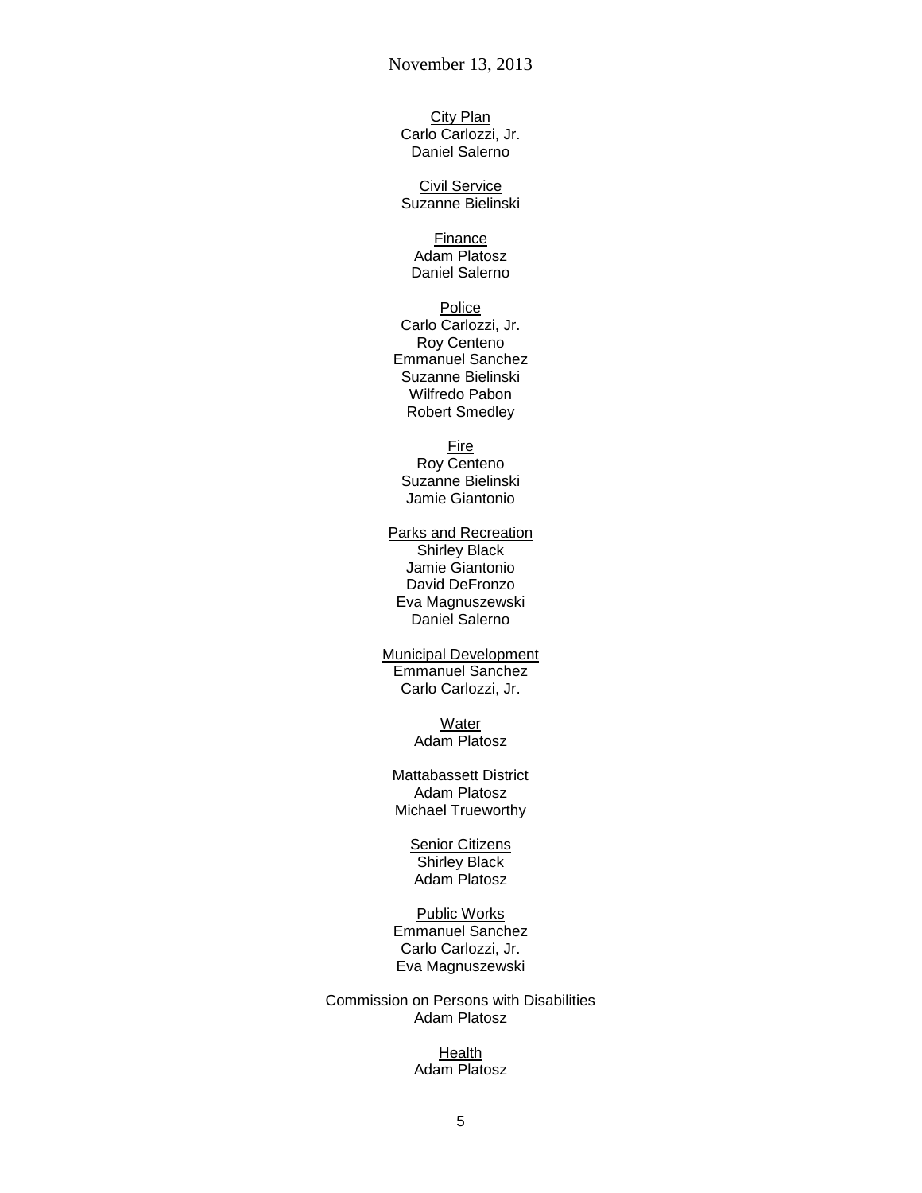<u>City Plan</u>
Carlo Carlozzi, Jr.
Daniel Salerno

<u>Civil Service</u>
Suzanne Bielinski

<u>Finance</u>
Adam Platosz
Daniel Salerno

<u>Police</u>
Carlo Carlozzi, Jr.
Roy Centeno
Emmanuel Sanchez
Suzanne Bielinski
Wilfredo Pabon
Robert Smedley

<u>Fire</u>
Roy Centeno
Suzanne Bielinski
Jamie Giantonio

<u>Parks and Recreation</u>
Shirley Black
Jamie Giantonio
David DeFronzo
Eva Magnuszewski
Daniel Salerno

<u>Municipal Development</u>
Emmanuel Sanchez
Carlo Carlozzi, Jr.

<u>Water</u>
Adam Platosz

<u>Mattabassett District</u>
Adam Platosz
Michael Trueworthy

<u>Senior Citizens</u>
Shirley Black
Adam Platosz

<u>Public Works</u>
Emmanuel Sanchez
Carlo Carlozzi, Jr.
Eva Magnuszewski

<u>Commission on Persons with Disabilities</u>
Adam Platosz

<u>Health</u>
Adam Platosz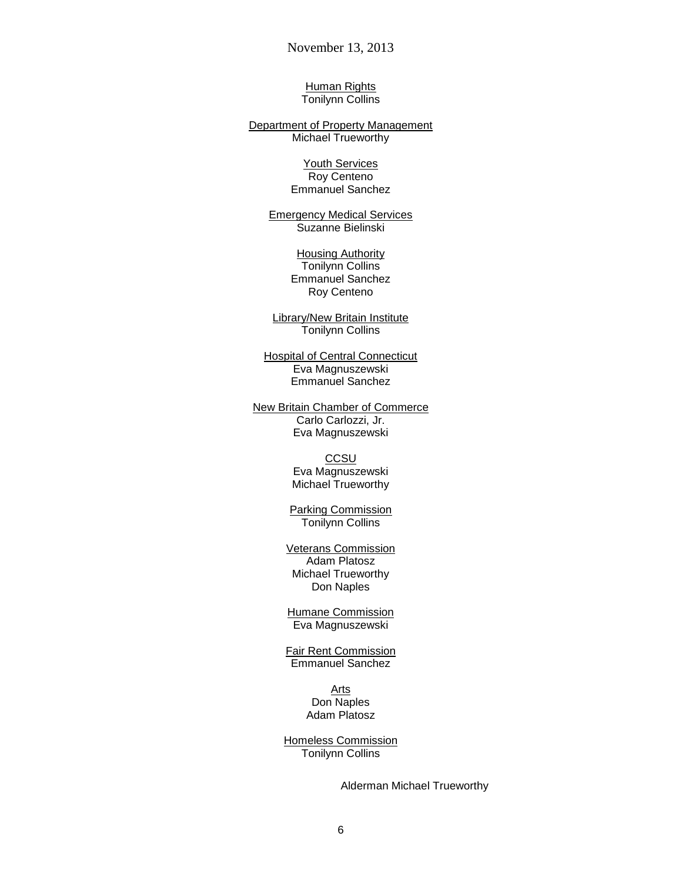<u>Human Rights</u>
Tonilynn Collins

<u>Department of Property Management</u>
Michael Trueworthy

<u>Youth Services</u>
Roy Centeno
Emmanuel Sanchez

<u>Emergency Medical Services</u>
Suzanne Bielinski

<u>Housing Authority</u>
Tonilynn Collins
Emmanuel Sanchez
Roy Centeno

<u>Library/New Britain Institute</u>
Tonilynn Collins

<u>Hospital of Central Connecticut</u>
Eva Magnuszewski
Emmanuel Sanchez

<u>New Britain Chamber of Commerce</u>
Carlo Carlozzi, Jr.
Eva Magnuszewski

<u>CCSU</u>
Eva Magnuszewski
Michael Trueworthy

<u>Parking Commission</u>
Tonilynn Collins

<u>Veterans Commission</u>
Adam Platosz
Michael Trueworthy
Don Naples

<u>Humane Commission</u>
Eva Magnuszewski

<u>Fair Rent Commission</u>
Emmanuel Sanchez

<u>Arts</u>
Don Naples
Adam Platosz

<u>Homeless Commission</u>
Tonilynn Collins

Alderman Michael Trueworthy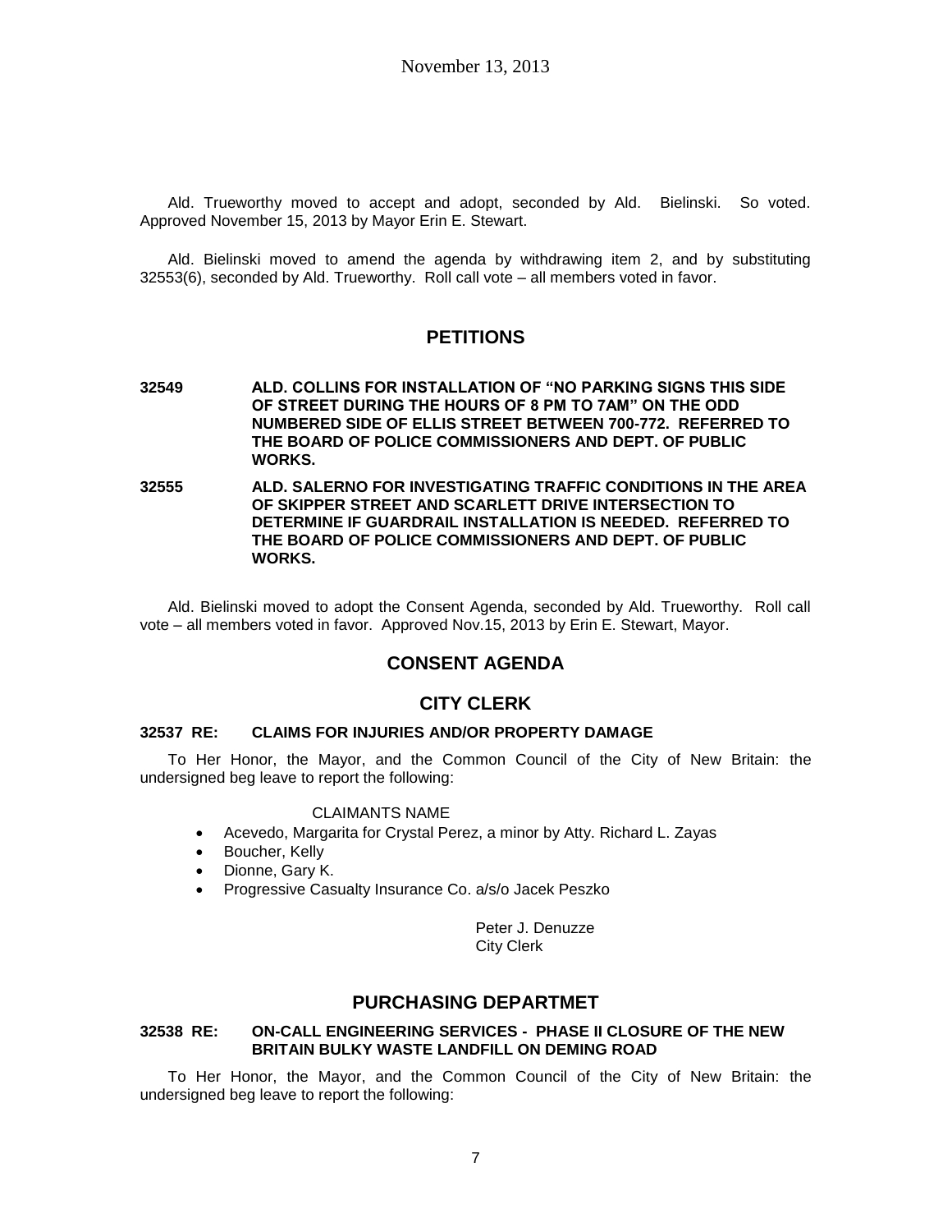Ald. Trueworthy moved to accept and adopt, seconded by Ald. Bielinski. So voted. Approved November 15, 2013 by Mayor Erin E. Stewart.

Ald. Bielinski moved to amend the agenda by withdrawing item 2, and by substituting 32553(6), seconded by Ald. Trueworthy. Roll call vote – all members voted in favor.

## PETITIONS

**32549 ALD. COLLINS FOR INSTALLATION OF "NO PARKING SIGNS THIS SIDE OF STREET DURING THE HOURS OF 8 PM TO 7AM" ON THE ODD NUMBERED SIDE OF ELLIS STREET BETWEEN 700-772. REFERRED TO THE BOARD OF POLICE COMMISSIONERS AND DEPT. OF PUBLIC WORKS.**

**32555 ALD. SALERNO FOR INVESTIGATING TRAFFIC CONDITIONS IN THE AREA OF SKIPPER STREET AND SCARLETT DRIVE INTERSECTION TO DETERMINE IF GUARDRAIL INSTALLATION IS NEEDED. REFERRED TO THE BOARD OF POLICE COMMISSIONERS AND DEPT. OF PUBLIC WORKS.**

Ald. Bielinski moved to adopt the Consent Agenda, seconded by Ald. Trueworthy. Roll call vote – all members voted in favor. Approved Nov.15, 2013 by Erin E. Stewart, Mayor.

## CONSENT AGENDA

## CITY CLERK

### 32537 RE: CLAIMS FOR INJURIES AND/OR PROPERTY DAMAGE

To Her Honor, the Mayor, and the Common Council of the City of New Britain: the undersigned beg leave to report the following:

CLAIMANTS NAME

- Acevedo, Margarita for Crystal Perez, a minor by Atty. Richard L. Zayas
- Boucher, Kelly
- Dionne, Gary K.
- Progressive Casualty Insurance Co. a/s/o Jacek Peszko

Peter J. Denuzze
City Clerk

## PURCHASING DEPARTMET

### 32538 RE: ON-CALL ENGINEERING SERVICES - PHASE II CLOSURE OF THE NEW BRITAIN BULKY WASTE LANDFILL ON DEMING ROAD

To Her Honor, the Mayor, and the Common Council of the City of New Britain: the undersigned beg leave to report the following: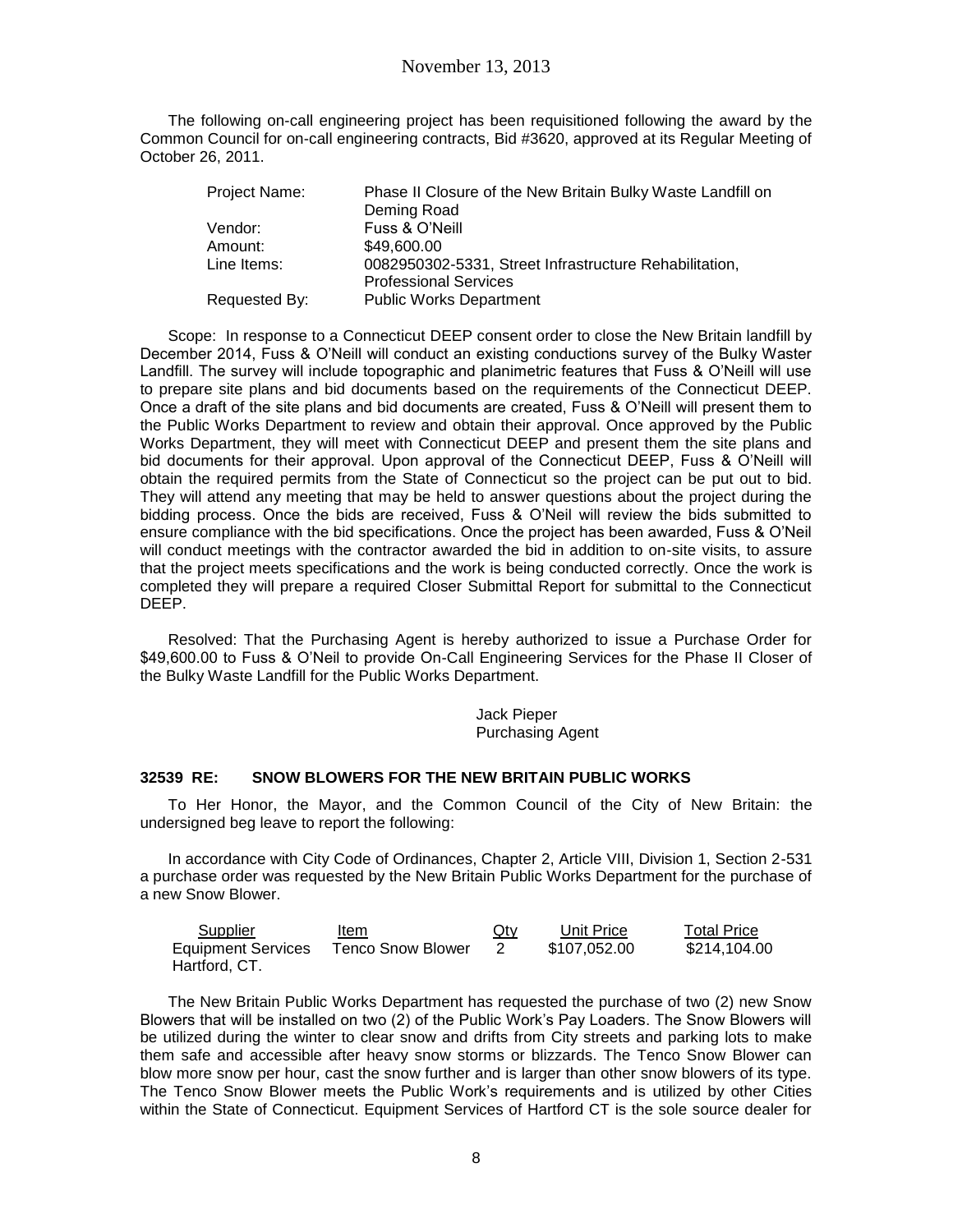The following on-call engineering project has been requisitioned following the award by the Common Council for on-call engineering contracts, Bid #3620, approved at its Regular Meeting of October 26, 2011.

| | |
|---|---|
| Project Name: | Phase II Closure of the New Britain Bulky Waste Landfill on Deming Road |
| Vendor: | Fuss & O'Neill |
| Amount: | $49,600.00 |
| Line Items: | 0082950302-5331, Street Infrastructure Rehabilitation, Professional Services |
| Requested By: | Public Works Department |

Scope: In response to a Connecticut DEEP consent order to close the New Britain landfill by December 2014, Fuss & O'Neill will conduct an existing conductions survey of the Bulky Waster Landfill. The survey will include topographic and planimetric features that Fuss & O'Neill will use to prepare site plans and bid documents based on the requirements of the Connecticut DEEP. Once a draft of the site plans and bid documents are created, Fuss & O'Neill will present them to the Public Works Department to review and obtain their approval. Once approved by the Public Works Department, they will meet with Connecticut DEEP and present them the site plans and bid documents for their approval. Upon approval of the Connecticut DEEP, Fuss & O'Neill will obtain the required permits from the State of Connecticut so the project can be put out to bid. They will attend any meeting that may be held to answer questions about the project during the bidding process. Once the bids are received, Fuss & O'Neil will review the bids submitted to ensure compliance with the bid specifications. Once the project has been awarded, Fuss & O'Neil will conduct meetings with the contractor awarded the bid in addition to on-site visits, to assure that the project meets specifications and the work is being conducted correctly. Once the work is completed they will prepare a required Closer Submittal Report for submittal to the Connecticut DEEP.

Resolved: That the Purchasing Agent is hereby authorized to issue a Purchase Order for $49,600.00 to Fuss & O'Neil to provide On-Call Engineering Services for the Phase II Closer of the Bulky Waste Landfill for the Public Works Department.

Jack Pieper
Purchasing Agent

### 32539 RE: SNOW BLOWERS FOR THE NEW BRITAIN PUBLIC WORKS

To Her Honor, the Mayor, and the Common Council of the City of New Britain: the undersigned beg leave to report the following:

In accordance with City Code of Ordinances, Chapter 2, Article VIII, Division 1, Section 2-531 a purchase order was requested by the New Britain Public Works Department for the purchase of a new Snow Blower.

| Supplier | Item | Qty | Unit Price | Total Price |
|---|---|---|---|---|
| Equipment Services Hartford, CT. | Tenco Snow Blower | 2 | $107,052.00 | $214,104.00 |

The New Britain Public Works Department has requested the purchase of two (2) new Snow Blowers that will be installed on two (2) of the Public Work's Pay Loaders. The Snow Blowers will be utilized during the winter to clear snow and drifts from City streets and parking lots to make them safe and accessible after heavy snow storms or blizzards. The Tenco Snow Blower can blow more snow per hour, cast the snow further and is larger than other snow blowers of its type. The Tenco Snow Blower meets the Public Work's requirements and is utilized by other Cities within the State of Connecticut. Equipment Services of Hartford CT is the sole source dealer for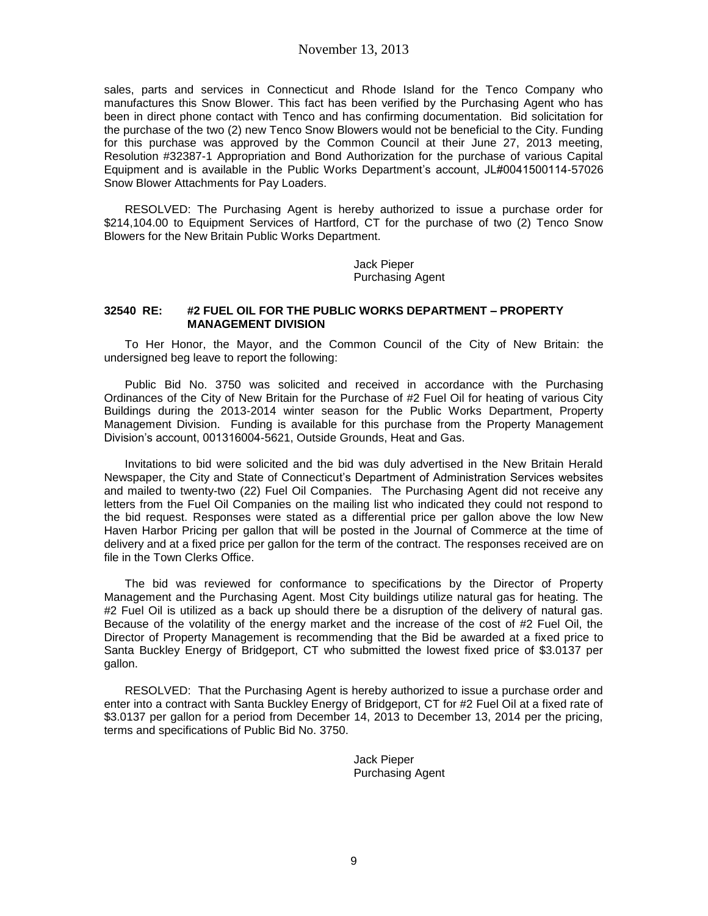sales, parts and services in Connecticut and Rhode Island for the Tenco Company who manufactures this Snow Blower. This fact has been verified by the Purchasing Agent who has been in direct phone contact with Tenco and has confirming documentation. Bid solicitation for the purchase of the two (2) new Tenco Snow Blowers would not be beneficial to the City. Funding for this purchase was approved by the Common Council at their June 27, 2013 meeting, Resolution #32387-1 Appropriation and Bond Authorization for the purchase of various Capital Equipment and is available in the Public Works Department's account, JL#0041500114-57026 Snow Blower Attachments for Pay Loaders.

RESOLVED: The Purchasing Agent is hereby authorized to issue a purchase order for $214,104.00 to Equipment Services of Hartford, CT for the purchase of two (2) Tenco Snow Blowers for the New Britain Public Works Department.

Jack Pieper
Purchasing Agent

**32540 RE: #2 FUEL OIL FOR THE PUBLIC WORKS DEPARTMENT – PROPERTY MANAGEMENT DIVISION**

To Her Honor, the Mayor, and the Common Council of the City of New Britain: the undersigned beg leave to report the following:

Public Bid No. 3750 was solicited and received in accordance with the Purchasing Ordinances of the City of New Britain for the Purchase of #2 Fuel Oil for heating of various City Buildings during the 2013-2014 winter season for the Public Works Department, Property Management Division. Funding is available for this purchase from the Property Management Division's account, 001316004-5621, Outside Grounds, Heat and Gas.

Invitations to bid were solicited and the bid was duly advertised in the New Britain Herald Newspaper, the City and State of Connecticut's Department of Administration Services websites and mailed to twenty-two (22) Fuel Oil Companies. The Purchasing Agent did not receive any letters from the Fuel Oil Companies on the mailing list who indicated they could not respond to the bid request. Responses were stated as a differential price per gallon above the low New Haven Harbor Pricing per gallon that will be posted in the Journal of Commerce at the time of delivery and at a fixed price per gallon for the term of the contract. The responses received are on file in the Town Clerks Office.

The bid was reviewed for conformance to specifications by the Director of Property Management and the Purchasing Agent. Most City buildings utilize natural gas for heating. The #2 Fuel Oil is utilized as a back up should there be a disruption of the delivery of natural gas. Because of the volatility of the energy market and the increase of the cost of #2 Fuel Oil, the Director of Property Management is recommending that the Bid be awarded at a fixed price to Santa Buckley Energy of Bridgeport, CT who submitted the lowest fixed price of $3.0137 per gallon.

RESOLVED: That the Purchasing Agent is hereby authorized to issue a purchase order and enter into a contract with Santa Buckley Energy of Bridgeport, CT for #2 Fuel Oil at a fixed rate of $3.0137 per gallon for a period from December 14, 2013 to December 13, 2014 per the pricing, terms and specifications of Public Bid No. 3750.

Jack Pieper
Purchasing Agent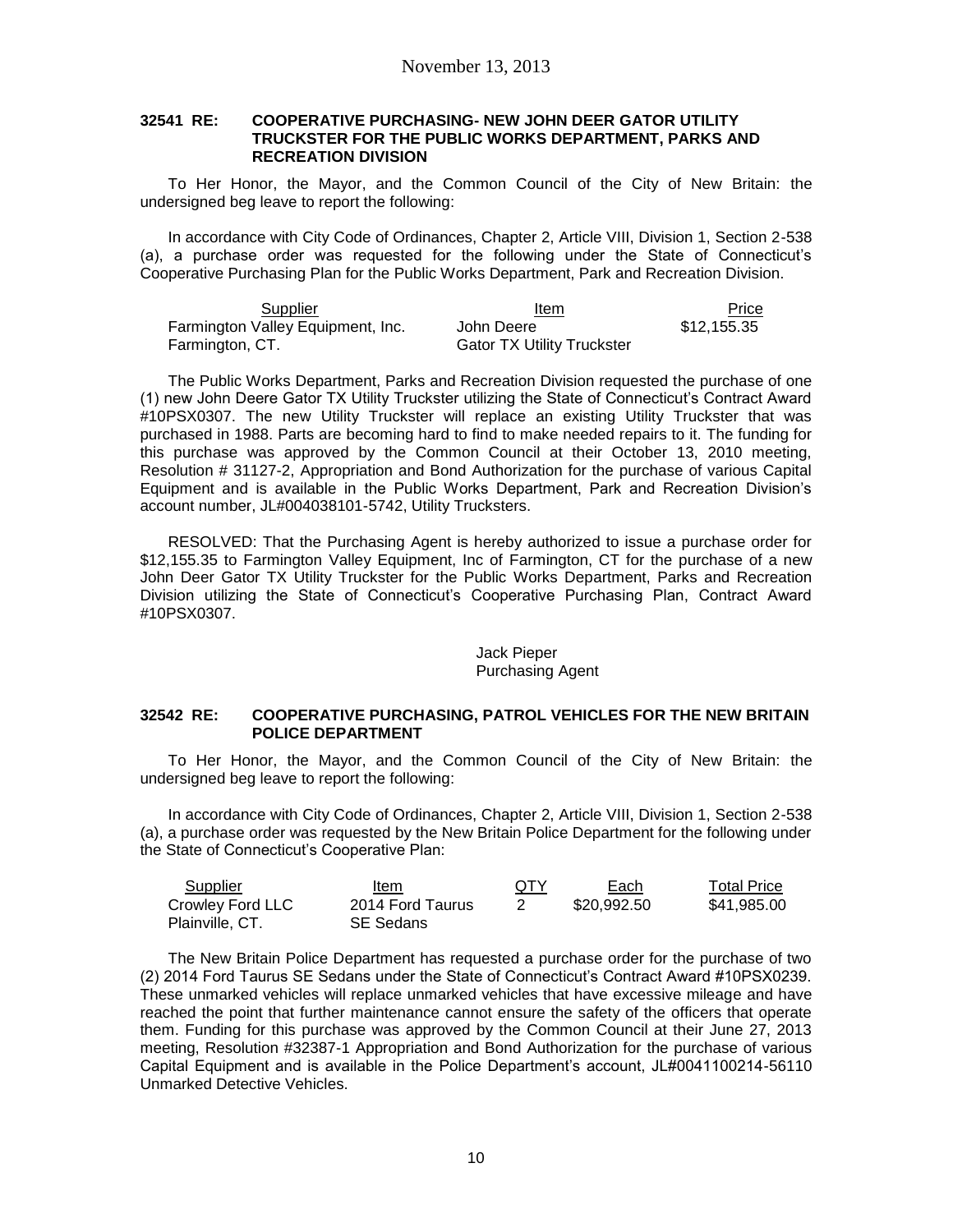### 32541 RE: COOPERATIVE PURCHASING- NEW JOHN DEER GATOR UTILITY TRUCKSTER FOR THE PUBLIC WORKS DEPARTMENT, PARKS AND RECREATION DIVISION

To Her Honor, the Mayor, and the Common Council of the City of New Britain: the undersigned beg leave to report the following:

In accordance with City Code of Ordinances, Chapter 2, Article VIII, Division 1, Section 2-538 (a), a purchase order was requested for the following under the State of Connecticut's Cooperative Purchasing Plan for the Public Works Department, Park and Recreation Division.

| Supplier | Item | Price |
|---|---|---|
| Farmington Valley Equipment, Inc. Farmington, CT. | John Deere Gator TX Utility Truckster | $12,155.35 |

The Public Works Department, Parks and Recreation Division requested the purchase of one (1) new John Deere Gator TX Utility Truckster utilizing the State of Connecticut's Contract Award #10PSX0307. The new Utility Truckster will replace an existing Utility Truckster that was purchased in 1988. Parts are becoming hard to find to make needed repairs to it. The funding for this purchase was approved by the Common Council at their October 13, 2010 meeting, Resolution # 31127-2, Appropriation and Bond Authorization for the purchase of various Capital Equipment and is available in the Public Works Department, Park and Recreation Division's account number, JL#004038101-5742, Utility Trucksters.

RESOLVED: That the Purchasing Agent is hereby authorized to issue a purchase order for $12,155.35 to Farmington Valley Equipment, Inc of Farmington, CT for the purchase of a new John Deer Gator TX Utility Truckster for the Public Works Department, Parks and Recreation Division utilizing the State of Connecticut's Cooperative Purchasing Plan, Contract Award #10PSX0307.

Jack Pieper
Purchasing Agent

### 32542 RE: COOPERATIVE PURCHASING, PATROL VEHICLES FOR THE NEW BRITAIN POLICE DEPARTMENT

To Her Honor, the Mayor, and the Common Council of the City of New Britain: the undersigned beg leave to report the following:

In accordance with City Code of Ordinances, Chapter 2, Article VIII, Division 1, Section 2-538 (a), a purchase order was requested by the New Britain Police Department for the following under the State of Connecticut's Cooperative Plan:

| Supplier | Item | QTY | Each | Total Price |
|---|---|---|---|---|
| Crowley Ford LLC Plainville, CT. | 2014 Ford Taurus SE Sedans | 2 | $20,992.50 | $41,985.00 |

The New Britain Police Department has requested a purchase order for the purchase of two (2) 2014 Ford Taurus SE Sedans under the State of Connecticut's Contract Award #10PSX0239. These unmarked vehicles will replace unmarked vehicles that have excessive mileage and have reached the point that further maintenance cannot ensure the safety of the officers that operate them. Funding for this purchase was approved by the Common Council at their June 27, 2013 meeting, Resolution #32387-1 Appropriation and Bond Authorization for the purchase of various Capital Equipment and is available in the Police Department's account, JL#0041100214-56110 Unmarked Detective Vehicles.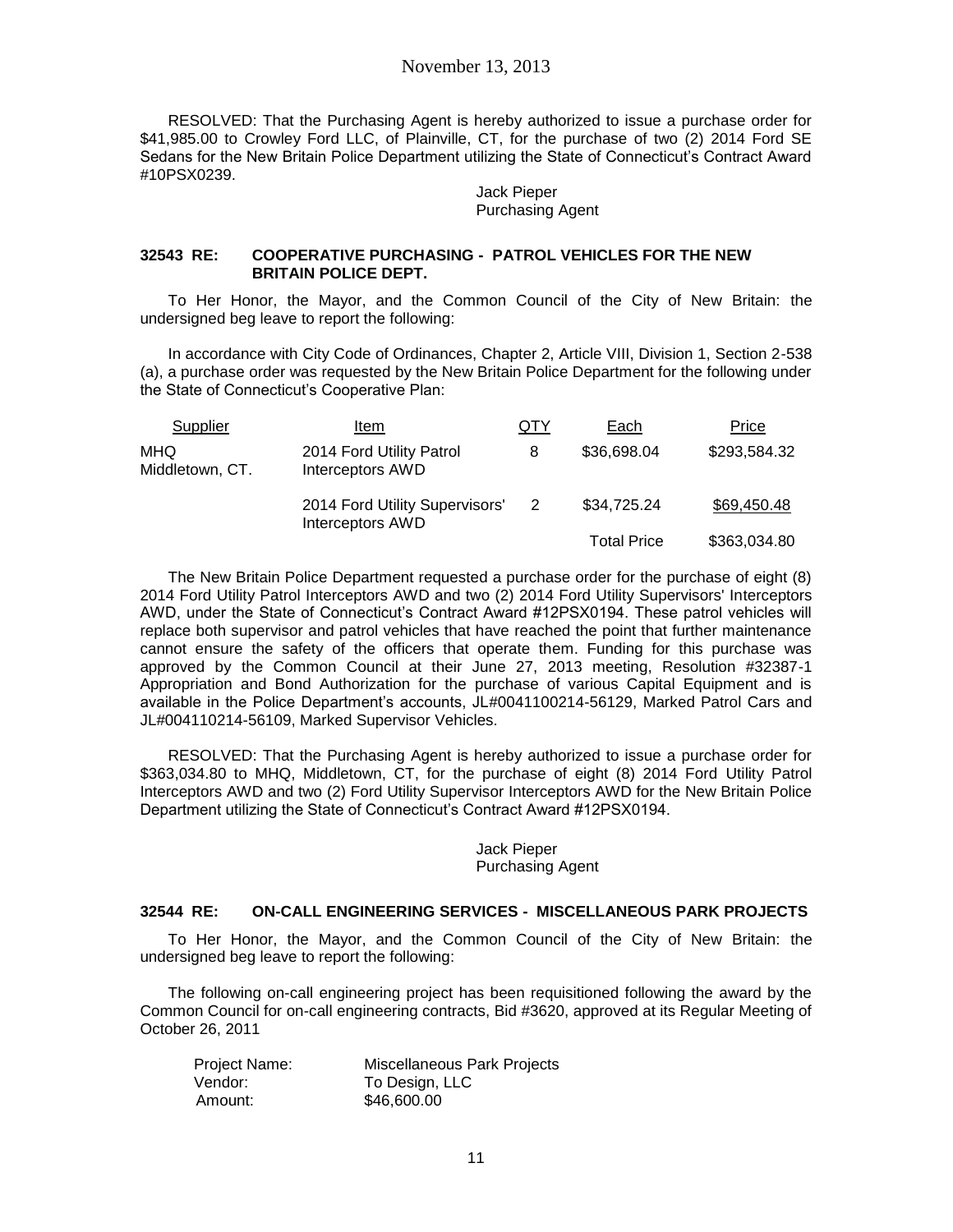RESOLVED: That the Purchasing Agent is hereby authorized to issue a purchase order for $41,985.00 to Crowley Ford LLC, of Plainville, CT, for the purchase of two (2) 2014 Ford SE Sedans for the New Britain Police Department utilizing the State of Connecticut's Contract Award #10PSX0239.

Jack Pieper
Purchasing Agent

**32543 RE: COOPERATIVE PURCHASING - PATROL VEHICLES FOR THE NEW BRITAIN POLICE DEPT.**

To Her Honor, the Mayor, and the Common Council of the City of New Britain: the undersigned beg leave to report the following:

In accordance with City Code of Ordinances, Chapter 2, Article VIII, Division 1, Section 2-538 (a), a purchase order was requested by the New Britain Police Department for the following under the State of Connecticut's Cooperative Plan:

| Supplier | Item | QTY | Each | Price |
|---|---|---|---|---|
| MHQ Middletown, CT. | 2014 Ford Utility Patrol Interceptors AWD | 8 | $36,698.04 | $293,584.32 |
| | 2014 Ford Utility Supervisors' Interceptors AWD | 2 | $34,725.24 | $69,450.48 |
| | | | Total Price | $363,034.80 |

The New Britain Police Department requested a purchase order for the purchase of eight (8) 2014 Ford Utility Patrol Interceptors AWD and two (2) 2014 Ford Utility Supervisors' Interceptors AWD, under the State of Connecticut's Contract Award #12PSX0194. These patrol vehicles will replace both supervisor and patrol vehicles that have reached the point that further maintenance cannot ensure the safety of the officers that operate them. Funding for this purchase was approved by the Common Council at their June 27, 2013 meeting, Resolution #32387-1 Appropriation and Bond Authorization for the purchase of various Capital Equipment and is available in the Police Department's accounts, JL#0041100214-56129, Marked Patrol Cars and JL#004110214-56109, Marked Supervisor Vehicles.

RESOLVED: That the Purchasing Agent is hereby authorized to issue a purchase order for $363,034.80 to MHQ, Middletown, CT, for the purchase of eight (8) 2014 Ford Utility Patrol Interceptors AWD and two (2) Ford Utility Supervisor Interceptors AWD for the New Britain Police Department utilizing the State of Connecticut's Contract Award #12PSX0194.

Jack Pieper
Purchasing Agent

**32544 RE: ON-CALL ENGINEERING SERVICES - MISCELLANEOUS PARK PROJECTS**

To Her Honor, the Mayor, and the Common Council of the City of New Britain: the undersigned beg leave to report the following:

The following on-call engineering project has been requisitioned following the award by the Common Council for on-call engineering contracts, Bid #3620, approved at its Regular Meeting of October 26, 2011

Project Name: Miscellaneous Park Projects
Vendor: To Design, LLC
Amount: $46,600.00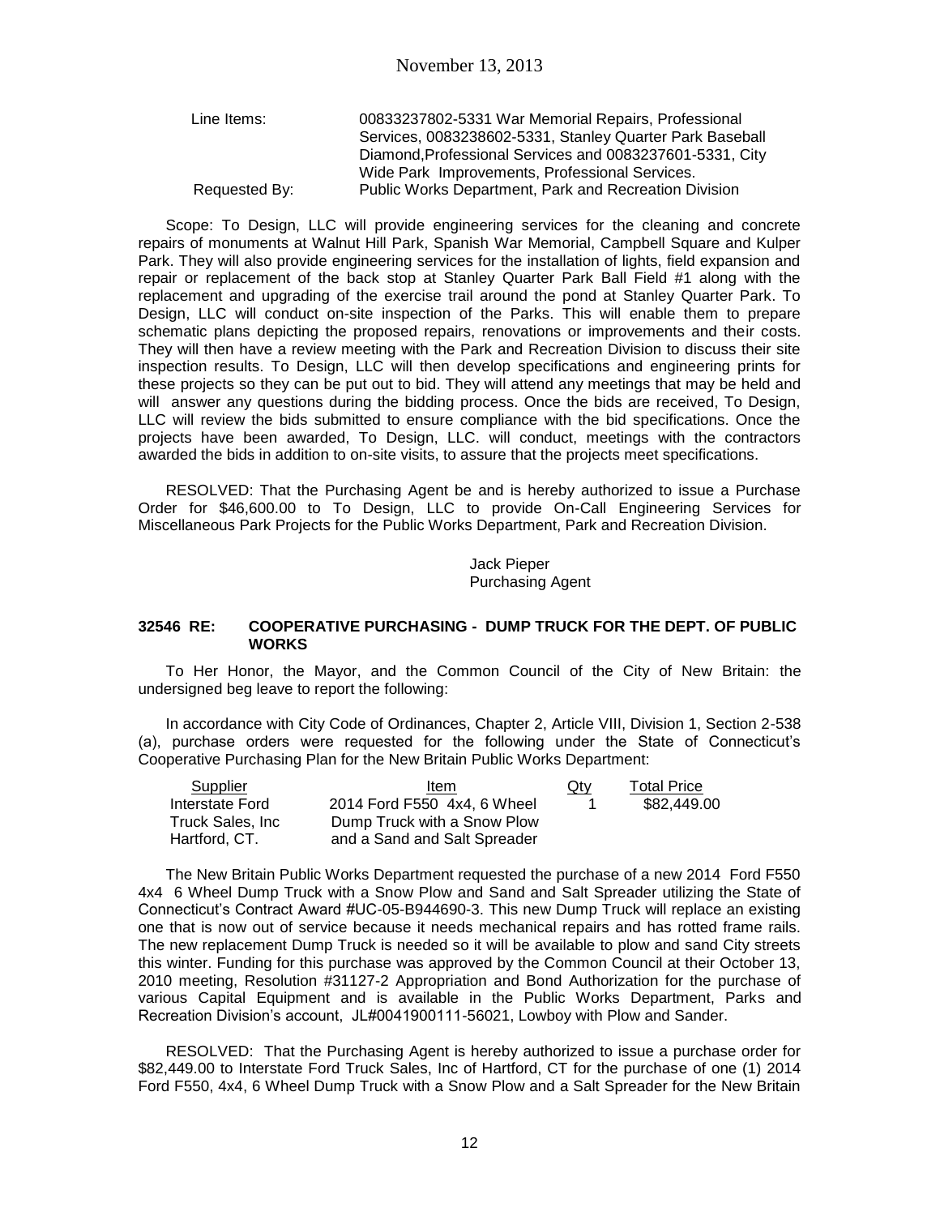| | |
|---|---|
| Line Items: | 00833237802-5331 War Memorial Repairs, Professional Services, 0083238602-5331, Stanley Quarter Park Baseball Diamond,Professional Services and 0083237601-5331, City Wide Park Improvements, Professional Services. |
| Requested By: | Public Works Department, Park and Recreation Division |

Scope: To Design, LLC will provide engineering services for the cleaning and concrete repairs of monuments at Walnut Hill Park, Spanish War Memorial, Campbell Square and Kulper Park. They will also provide engineering services for the installation of lights, field expansion and repair or replacement of the back stop at Stanley Quarter Park Ball Field #1 along with the replacement and upgrading of the exercise trail around the pond at Stanley Quarter Park. To Design, LLC will conduct on-site inspection of the Parks. This will enable them to prepare schematic plans depicting the proposed repairs, renovations or improvements and their costs. They will then have a review meeting with the Park and Recreation Division to discuss their site inspection results. To Design, LLC will then develop specifications and engineering prints for these projects so they can be put out to bid. They will attend any meetings that may be held and will answer any questions during the bidding process. Once the bids are received, To Design, LLC will review the bids submitted to ensure compliance with the bid specifications. Once the projects have been awarded, To Design, LLC. will conduct, meetings with the contractors awarded the bids in addition to on-site visits, to assure that the projects meet specifications.

RESOLVED: That the Purchasing Agent be and is hereby authorized to issue a Purchase Order for $46,600.00 to To Design, LLC to provide On-Call Engineering Services for Miscellaneous Park Projects for the Public Works Department, Park and Recreation Division.

Jack Pieper
Purchasing Agent

### 32546 RE: COOPERATIVE PURCHASING - DUMP TRUCK FOR THE DEPT. OF PUBLIC WORKS

To Her Honor, the Mayor, and the Common Council of the City of New Britain: the undersigned beg leave to report the following:

In accordance with City Code of Ordinances, Chapter 2, Article VIII, Division 1, Section 2-538 (a), purchase orders were requested for the following under the State of Connecticut's Cooperative Purchasing Plan for the New Britain Public Works Department:

| Supplier | Item | Qty | Total Price |
|---|---|---|---|
| Interstate Ford Truck Sales, Inc Hartford, CT. | 2014 Ford F550 4x4, 6 Wheel Dump Truck with a Snow Plow and a Sand and Salt Spreader | 1 | $82,449.00 |

The New Britain Public Works Department requested the purchase of a new 2014 Ford F550 4x4 6 Wheel Dump Truck with a Snow Plow and Sand and Salt Spreader utilizing the State of Connecticut's Contract Award #UC-05-B944690-3. This new Dump Truck will replace an existing one that is now out of service because it needs mechanical repairs and has rotted frame rails. The new replacement Dump Truck is needed so it will be available to plow and sand City streets this winter. Funding for this purchase was approved by the Common Council at their October 13, 2010 meeting, Resolution #31127-2 Appropriation and Bond Authorization for the purchase of various Capital Equipment and is available in the Public Works Department, Parks and Recreation Division's account, JL#0041900111-56021, Lowboy with Plow and Sander.

RESOLVED: That the Purchasing Agent is hereby authorized to issue a purchase order for $82,449.00 to Interstate Ford Truck Sales, Inc of Hartford, CT for the purchase of one (1) 2014 Ford F550, 4x4, 6 Wheel Dump Truck with a Snow Plow and a Salt Spreader for the New Britain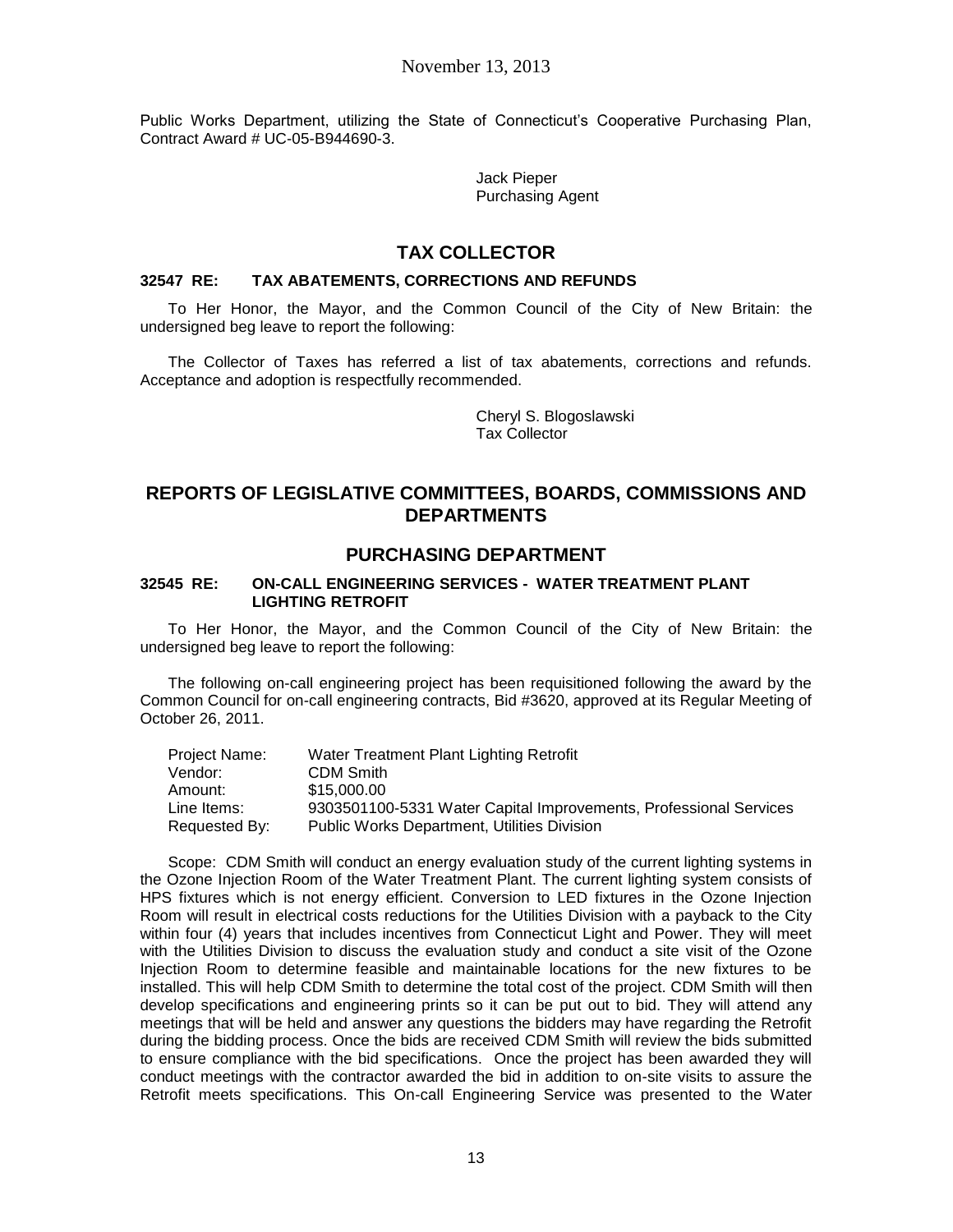Public Works Department, utilizing the State of Connecticut's Cooperative Purchasing Plan, Contract Award # UC-05-B944690-3.

Jack Pieper
Purchasing Agent

## TAX COLLECTOR

### 32547 RE: TAX ABATEMENTS, CORRECTIONS AND REFUNDS

To Her Honor, the Mayor, and the Common Council of the City of New Britain: the undersigned beg leave to report the following:

The Collector of Taxes has referred a list of tax abatements, corrections and refunds. Acceptance and adoption is respectfully recommended.

Cheryl S. Blogoslawski
Tax Collector

# REPORTS OF LEGISLATIVE COMMITTEES, BOARDS, COMMISSIONS AND DEPARTMENTS

## PURCHASING DEPARTMENT

### 32545 RE: ON-CALL ENGINEERING SERVICES - WATER TREATMENT PLANT LIGHTING RETROFIT

To Her Honor, the Mayor, and the Common Council of the City of New Britain: the undersigned beg leave to report the following:

The following on-call engineering project has been requisitioned following the award by the Common Council for on-call engineering contracts, Bid #3620, approved at its Regular Meeting of October 26, 2011.

| | |
|---|---|
| Project Name: | Water Treatment Plant Lighting Retrofit |
| Vendor: | CDM Smith |
| Amount: | $15,000.00 |
| Line Items: | 9303501100-5331 Water Capital Improvements, Professional Services |
| Requested By: | Public Works Department, Utilities Division |

Scope: CDM Smith will conduct an energy evaluation study of the current lighting systems in the Ozone Injection Room of the Water Treatment Plant. The current lighting system consists of HPS fixtures which is not energy efficient. Conversion to LED fixtures in the Ozone Injection Room will result in electrical costs reductions for the Utilities Division with a payback to the City within four (4) years that includes incentives from Connecticut Light and Power. They will meet with the Utilities Division to discuss the evaluation study and conduct a site visit of the Ozone Injection Room to determine feasible and maintainable locations for the new fixtures to be installed. This will help CDM Smith to determine the total cost of the project. CDM Smith will then develop specifications and engineering prints so it can be put out to bid. They will attend any meetings that will be held and answer any questions the bidders may have regarding the Retrofit during the bidding process. Once the bids are received CDM Smith will review the bids submitted to ensure compliance with the bid specifications. Once the project has been awarded they will conduct meetings with the contractor awarded the bid in addition to on-site visits to assure the Retrofit meets specifications. This On-call Engineering Service was presented to the Water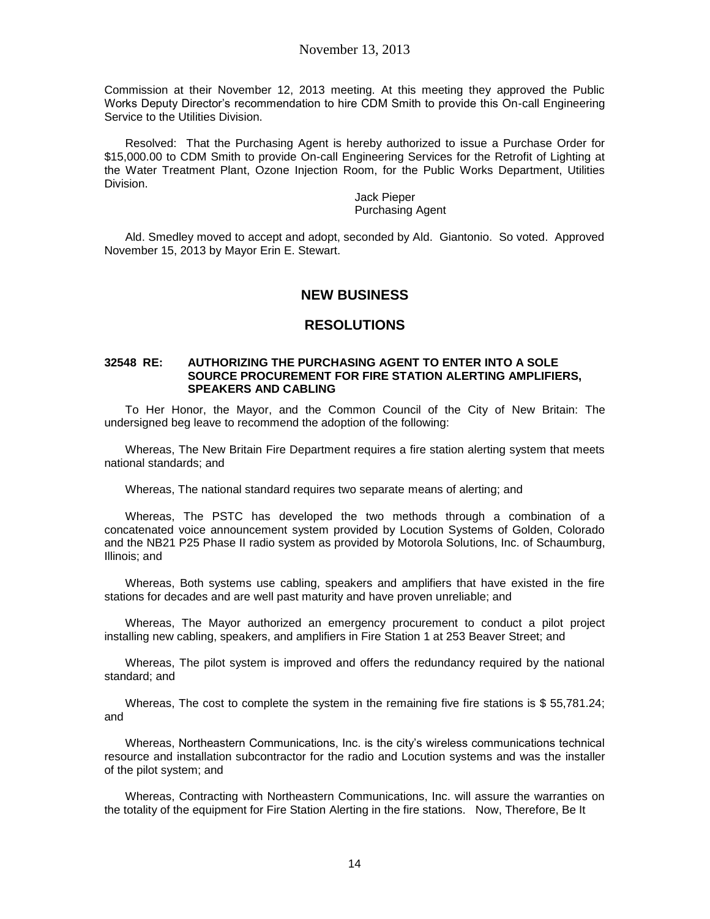Commission at their November 12, 2013 meeting. At this meeting they approved the Public Works Deputy Director's recommendation to hire CDM Smith to provide this On-call Engineering Service to the Utilities Division.

Resolved: That the Purchasing Agent is hereby authorized to issue a Purchase Order for $15,000.00 to CDM Smith to provide On-call Engineering Services for the Retrofit of Lighting at the Water Treatment Plant, Ozone Injection Room, for the Public Works Department, Utilities Division.

Jack Pieper
Purchasing Agent

Ald. Smedley moved to accept and adopt, seconded by Ald. Giantonio. So voted. Approved November 15, 2013 by Mayor Erin E. Stewart.

## NEW BUSINESS

## RESOLUTIONS

**32548 RE: AUTHORIZING THE PURCHASING AGENT TO ENTER INTO A SOLE SOURCE PROCUREMENT FOR FIRE STATION ALERTING AMPLIFIERS, SPEAKERS AND CABLING**

To Her Honor, the Mayor, and the Common Council of the City of New Britain: The undersigned beg leave to recommend the adoption of the following:

Whereas, The New Britain Fire Department requires a fire station alerting system that meets national standards; and

Whereas, The national standard requires two separate means of alerting; and

Whereas, The PSTC has developed the two methods through a combination of a concatenated voice announcement system provided by Locution Systems of Golden, Colorado and the NB21 P25 Phase II radio system as provided by Motorola Solutions, Inc. of Schaumburg, Illinois; and

Whereas, Both systems use cabling, speakers and amplifiers that have existed in the fire stations for decades and are well past maturity and have proven unreliable; and

Whereas, The Mayor authorized an emergency procurement to conduct a pilot project installing new cabling, speakers, and amplifiers in Fire Station 1 at 253 Beaver Street; and

Whereas, The pilot system is improved and offers the redundancy required by the national standard; and

Whereas, The cost to complete the system in the remaining five fire stations is $ 55,781.24; and

Whereas, Northeastern Communications, Inc. is the city's wireless communications technical resource and installation subcontractor for the radio and Locution systems and was the installer of the pilot system; and

Whereas, Contracting with Northeastern Communications, Inc. will assure the warranties on the totality of the equipment for Fire Station Alerting in the fire stations. Now, Therefore, Be It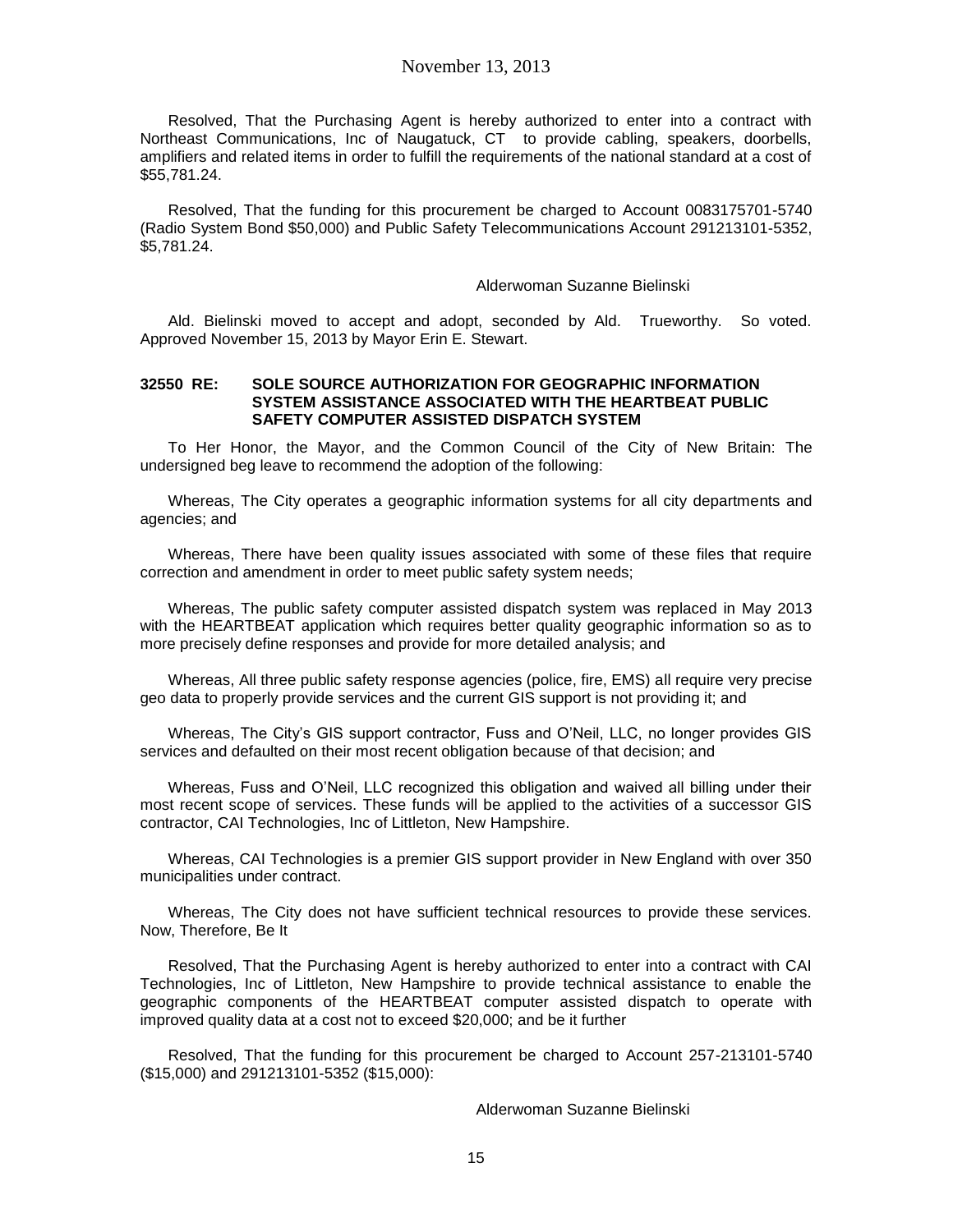Resolved, That the Purchasing Agent is hereby authorized to enter into a contract with Northeast Communications, Inc of Naugatuck, CT to provide cabling, speakers, doorbells, amplifiers and related items in order to fulfill the requirements of the national standard at a cost of $55,781.24.

Resolved, That the funding for this procurement be charged to Account 0083175701-5740 (Radio System Bond $50,000) and Public Safety Telecommunications Account 291213101-5352, $5,781.24.

Alderwoman Suzanne Bielinski

Ald. Bielinski moved to accept and adopt, seconded by Ald. Trueworthy. So voted. Approved November 15, 2013 by Mayor Erin E. Stewart.

**32550 RE: SOLE SOURCE AUTHORIZATION FOR GEOGRAPHIC INFORMATION SYSTEM ASSISTANCE ASSOCIATED WITH THE HEARTBEAT PUBLIC SAFETY COMPUTER ASSISTED DISPATCH SYSTEM**

To Her Honor, the Mayor, and the Common Council of the City of New Britain: The undersigned beg leave to recommend the adoption of the following:

Whereas, The City operates a geographic information systems for all city departments and agencies; and

Whereas, There have been quality issues associated with some of these files that require correction and amendment in order to meet public safety system needs;

Whereas, The public safety computer assisted dispatch system was replaced in May 2013 with the HEARTBEAT application which requires better quality geographic information so as to more precisely define responses and provide for more detailed analysis; and

Whereas, All three public safety response agencies (police, fire, EMS) all require very precise geo data to properly provide services and the current GIS support is not providing it; and

Whereas, The City's GIS support contractor, Fuss and O'Neil, LLC, no longer provides GIS services and defaulted on their most recent obligation because of that decision; and

Whereas, Fuss and O'Neil, LLC recognized this obligation and waived all billing under their most recent scope of services. These funds will be applied to the activities of a successor GIS contractor, CAI Technologies, Inc of Littleton, New Hampshire.

Whereas, CAI Technologies is a premier GIS support provider in New England with over 350 municipalities under contract.

Whereas, The City does not have sufficient technical resources to provide these services. Now, Therefore, Be It

Resolved, That the Purchasing Agent is hereby authorized to enter into a contract with CAI Technologies, Inc of Littleton, New Hampshire to provide technical assistance to enable the geographic components of the HEARTBEAT computer assisted dispatch to operate with improved quality data at a cost not to exceed $20,000; and be it further

Resolved, That the funding for this procurement be charged to Account 257-213101-5740 ($15,000) and 291213101-5352 ($15,000):

Alderwoman Suzanne Bielinski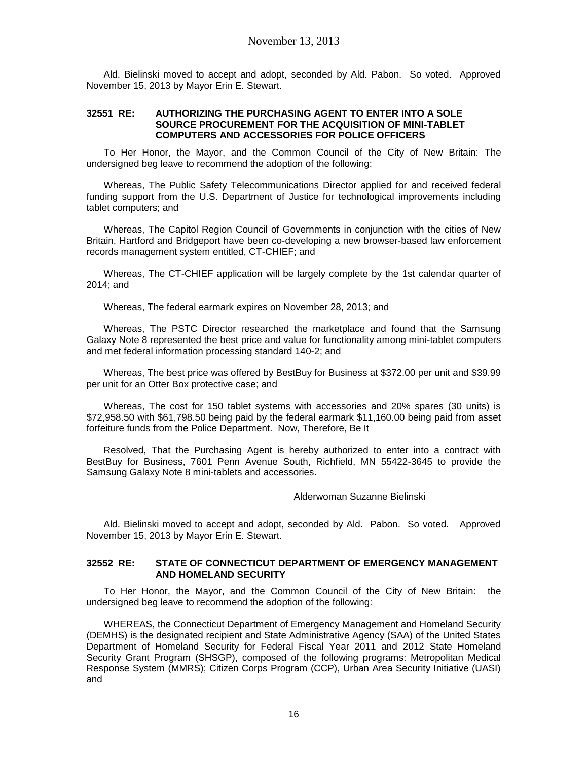Ald. Bielinski moved to accept and adopt, seconded by Ald. Pabon. So voted. Approved November 15, 2013 by Mayor Erin E. Stewart.

### 32551 RE: AUTHORIZING THE PURCHASING AGENT TO ENTER INTO A SOLE SOURCE PROCUREMENT FOR THE ACQUISITION OF MINI-TABLET COMPUTERS AND ACCESSORIES FOR POLICE OFFICERS

To Her Honor, the Mayor, and the Common Council of the City of New Britain: The undersigned beg leave to recommend the adoption of the following:

Whereas, The Public Safety Telecommunications Director applied for and received federal funding support from the U.S. Department of Justice for technological improvements including tablet computers; and

Whereas, The Capitol Region Council of Governments in conjunction with the cities of New Britain, Hartford and Bridgeport have been co-developing a new browser-based law enforcement records management system entitled, CT-CHIEF; and

Whereas, The CT-CHIEF application will be largely complete by the 1st calendar quarter of 2014; and

Whereas, The federal earmark expires on November 28, 2013; and

Whereas, The PSTC Director researched the marketplace and found that the Samsung Galaxy Note 8 represented the best price and value for functionality among mini-tablet computers and met federal information processing standard 140-2; and

Whereas, The best price was offered by BestBuy for Business at $372.00 per unit and $39.99 per unit for an Otter Box protective case; and

Whereas, The cost for 150 tablet systems with accessories and 20% spares (30 units) is $72,958.50 with $61,798.50 being paid by the federal earmark $11,160.00 being paid from asset forfeiture funds from the Police Department. Now, Therefore, Be It

Resolved, That the Purchasing Agent is hereby authorized to enter into a contract with BestBuy for Business, 7601 Penn Avenue South, Richfield, MN 55422-3645 to provide the Samsung Galaxy Note 8 mini-tablets and accessories.

Alderwoman Suzanne Bielinski

Ald. Bielinski moved to accept and adopt, seconded by Ald. Pabon. So voted. Approved November 15, 2013 by Mayor Erin E. Stewart.

### 32552 RE: STATE OF CONNECTICUT DEPARTMENT OF EMERGENCY MANAGEMENT AND HOMELAND SECURITY

To Her Honor, the Mayor, and the Common Council of the City of New Britain: the undersigned beg leave to recommend the adoption of the following:

WHEREAS, the Connecticut Department of Emergency Management and Homeland Security (DEMHS) is the designated recipient and State Administrative Agency (SAA) of the United States Department of Homeland Security for Federal Fiscal Year 2011 and 2012 State Homeland Security Grant Program (SHSGP), composed of the following programs: Metropolitan Medical Response System (MMRS); Citizen Corps Program (CCP), Urban Area Security Initiative (UASI) and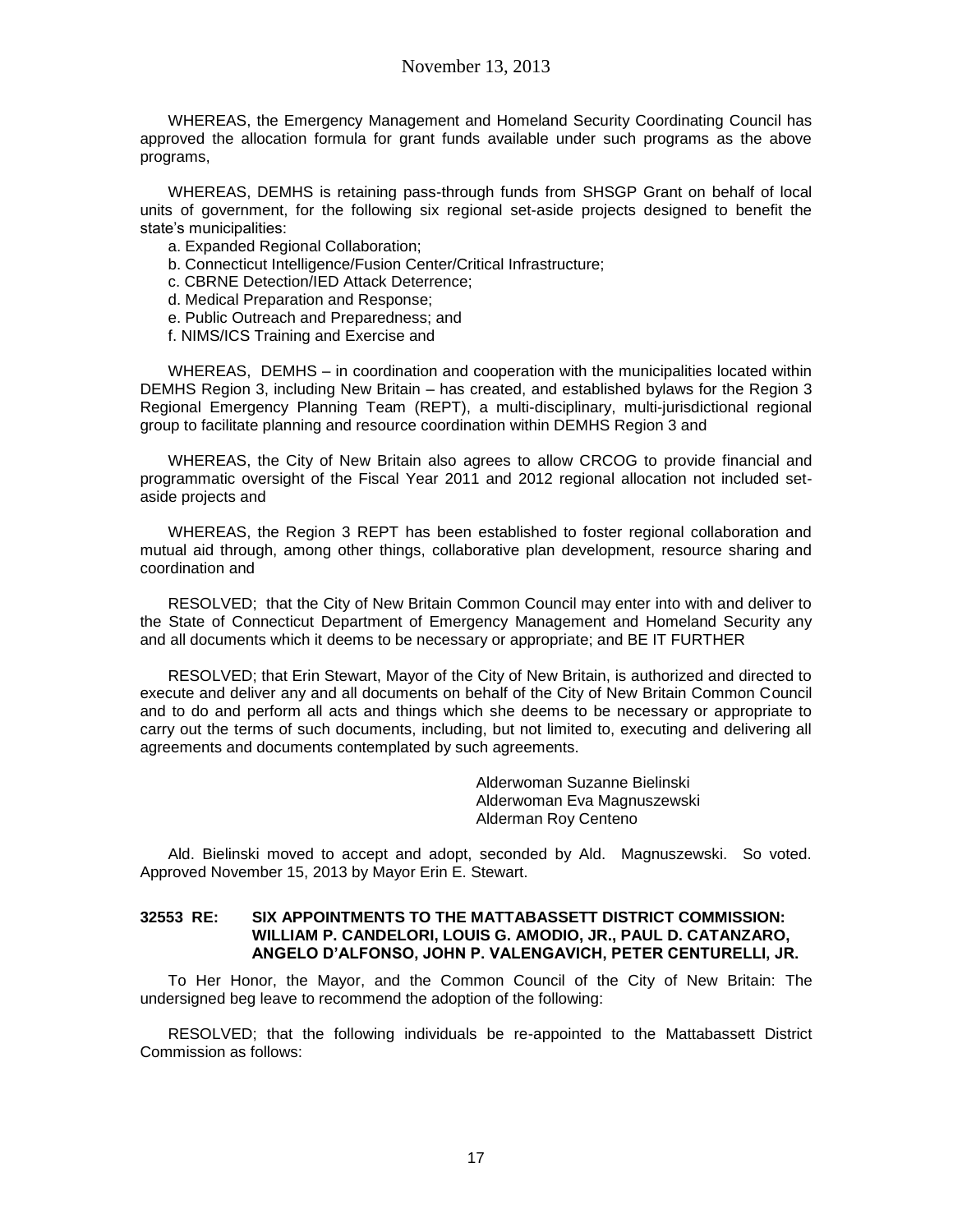WHEREAS, the Emergency Management and Homeland Security Coordinating Council has approved the allocation formula for grant funds available under such programs as the above programs,

WHEREAS, DEMHS is retaining pass-through funds from SHSGP Grant on behalf of local units of government, for the following six regional set-aside projects designed to benefit the state's municipalities:

a. Expanded Regional Collaboration;
b. Connecticut Intelligence/Fusion Center/Critical Infrastructure;
c. CBRNE Detection/IED Attack Deterrence;
d. Medical Preparation and Response;
e. Public Outreach and Preparedness; and
f. NIMS/ICS Training and Exercise and

WHEREAS, DEMHS – in coordination and cooperation with the municipalities located within DEMHS Region 3, including New Britain – has created, and established bylaws for the Region 3 Regional Emergency Planning Team (REPT), a multi-disciplinary, multi-jurisdictional regional group to facilitate planning and resource coordination within DEMHS Region 3 and

WHEREAS, the City of New Britain also agrees to allow CRCOG to provide financial and programmatic oversight of the Fiscal Year 2011 and 2012 regional allocation not included set-aside projects and

WHEREAS, the Region 3 REPT has been established to foster regional collaboration and mutual aid through, among other things, collaborative plan development, resource sharing and coordination and

RESOLVED; that the City of New Britain Common Council may enter into with and deliver to the State of Connecticut Department of Emergency Management and Homeland Security any and all documents which it deems to be necessary or appropriate; and BE IT FURTHER

RESOLVED; that Erin Stewart, Mayor of the City of New Britain, is authorized and directed to execute and deliver any and all documents on behalf of the City of New Britain Common Council and to do and perform all acts and things which she deems to be necessary or appropriate to carry out the terms of such documents, including, but not limited to, executing and delivering all agreements and documents contemplated by such agreements.

Alderwoman Suzanne Bielinski
Alderwoman Eva Magnuszewski
Alderman Roy Centeno

Ald. Bielinski moved to accept and adopt, seconded by Ald. Magnuszewski. So voted. Approved November 15, 2013 by Mayor Erin E. Stewart.

**32553 RE: SIX APPOINTMENTS TO THE MATTABASSETT DISTRICT COMMISSION: WILLIAM P. CANDELORI, LOUIS G. AMODIO, JR., PAUL D. CATANZARO, ANGELO D'ALFONSO, JOHN P. VALENGAVICH, PETER CENTURELLI, JR.**

To Her Honor, the Mayor, and the Common Council of the City of New Britain: The undersigned beg leave to recommend the adoption of the following:

RESOLVED; that the following individuals be re-appointed to the Mattabassett District Commission as follows: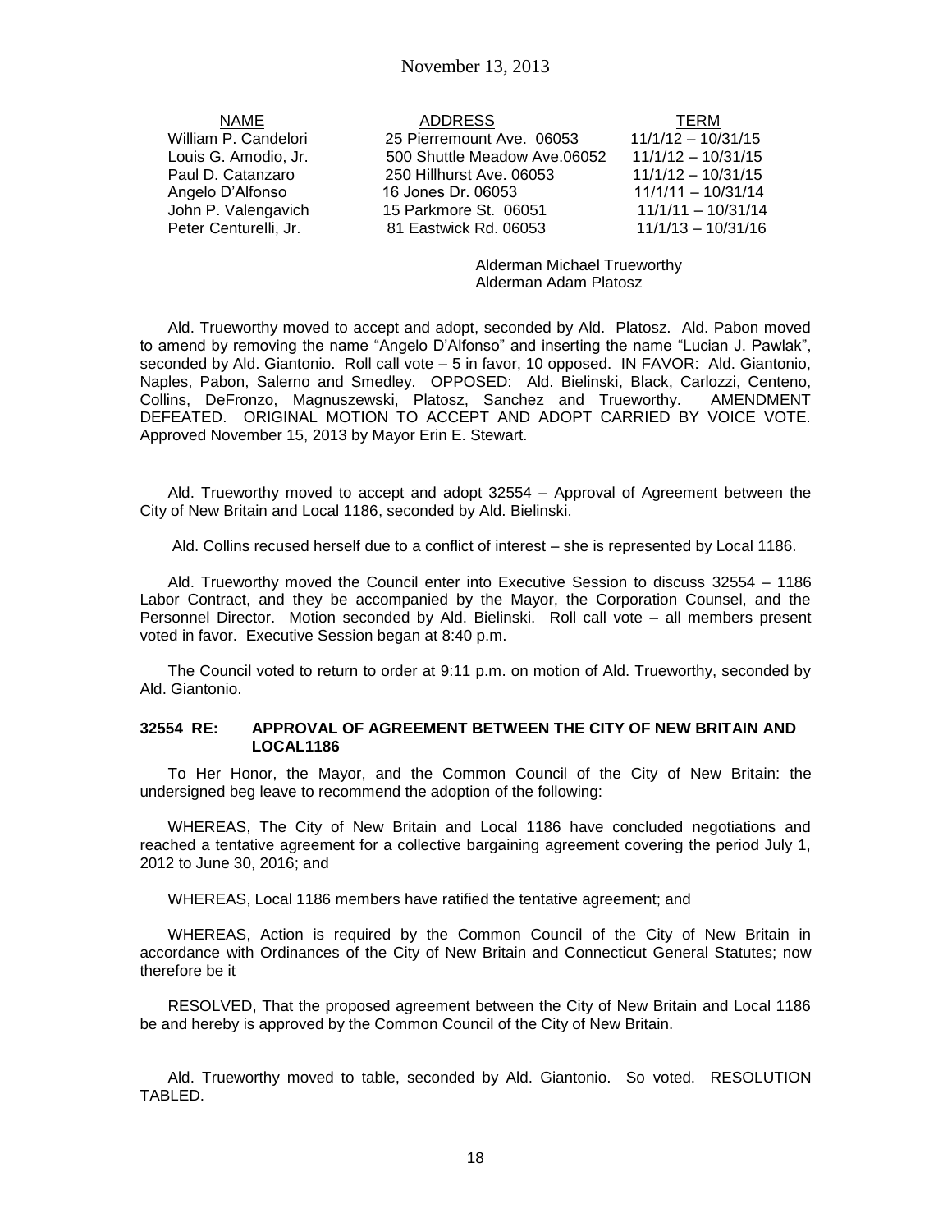| NAME | ADDRESS | TERM |
|---|---|---|
| William P. Candelori | 25 Pierremount Ave. 06053 | 11/1/12 – 10/31/15 |
| Louis G. Amodio, Jr. | 500 Shuttle Meadow Ave.06052 | 11/1/12 – 10/31/15 |
| Paul D. Catanzaro | 250 Hillhurst Ave. 06053 | 11/1/12 – 10/31/15 |
| Angelo D'Alfonso | 16 Jones Dr. 06053 | 11/1/11 – 10/31/14 |
| John P. Valengavich | 15 Parkmore St. 06051 | 11/1/11 – 10/31/14 |
| Peter Centurelli, Jr. | 81 Eastwick Rd. 06053 | 11/1/13 – 10/31/16 |

Alderman Michael Trueworthy
Alderman Adam Platosz

Ald. Trueworthy moved to accept and adopt, seconded by Ald. Platosz. Ald. Pabon moved to amend by removing the name "Angelo D'Alfonso" and inserting the name "Lucian J. Pawlak", seconded by Ald. Giantonio. Roll call vote – 5 in favor, 10 opposed. IN FAVOR: Ald. Giantonio, Naples, Pabon, Salerno and Smedley. OPPOSED: Ald. Bielinski, Black, Carlozzi, Centeno, Collins, DeFronzo, Magnuszewski, Platosz, Sanchez and Trueworthy. AMENDMENT DEFEATED. ORIGINAL MOTION TO ACCEPT AND ADOPT CARRIED BY VOICE VOTE. Approved November 15, 2013 by Mayor Erin E. Stewart.

Ald. Trueworthy moved to accept and adopt 32554 – Approval of Agreement between the City of New Britain and Local 1186, seconded by Ald. Bielinski.

Ald. Collins recused herself due to a conflict of interest – she is represented by Local 1186.

Ald. Trueworthy moved the Council enter into Executive Session to discuss 32554 – 1186 Labor Contract, and they be accompanied by the Mayor, the Corporation Counsel, and the Personnel Director. Motion seconded by Ald. Bielinski. Roll call vote – all members present voted in favor. Executive Session began at 8:40 p.m.

The Council voted to return to order at 9:11 p.m. on motion of Ald. Trueworthy, seconded by Ald. Giantonio.

**32554 RE: APPROVAL OF AGREEMENT BETWEEN THE CITY OF NEW BRITAIN AND LOCAL1186**

To Her Honor, the Mayor, and the Common Council of the City of New Britain: the undersigned beg leave to recommend the adoption of the following:

WHEREAS, The City of New Britain and Local 1186 have concluded negotiations and reached a tentative agreement for a collective bargaining agreement covering the period July 1, 2012 to June 30, 2016; and

WHEREAS, Local 1186 members have ratified the tentative agreement; and

WHEREAS, Action is required by the Common Council of the City of New Britain in accordance with Ordinances of the City of New Britain and Connecticut General Statutes; now therefore be it

RESOLVED, That the proposed agreement between the City of New Britain and Local 1186 be and hereby is approved by the Common Council of the City of New Britain.

Ald. Trueworthy moved to table, seconded by Ald. Giantonio. So voted. RESOLUTION TABLED.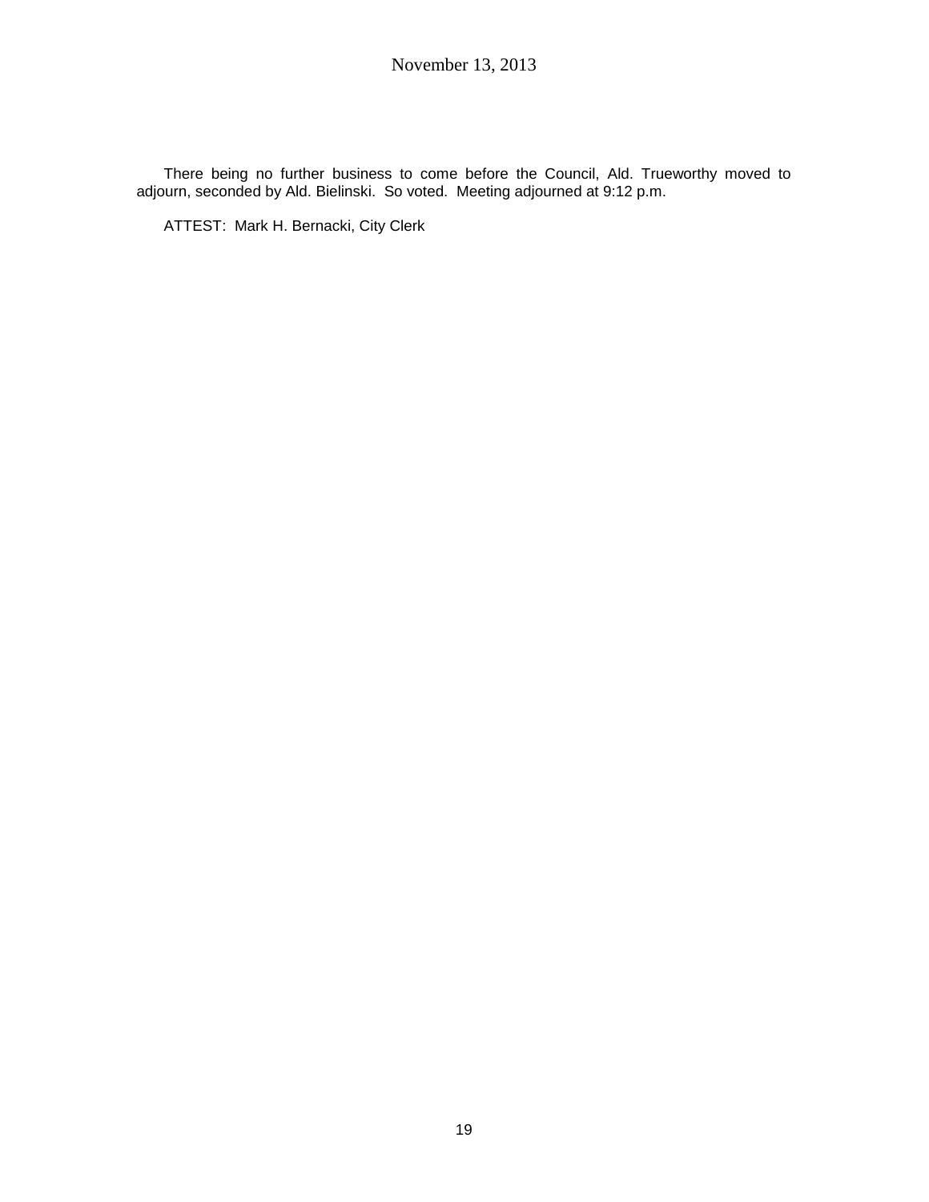There being no further business to come before the Council, Ald. Trueworthy moved to adjourn, seconded by Ald. Bielinski. So voted. Meeting adjourned at 9:12 p.m.

ATTEST: Mark H. Bernacki, City Clerk